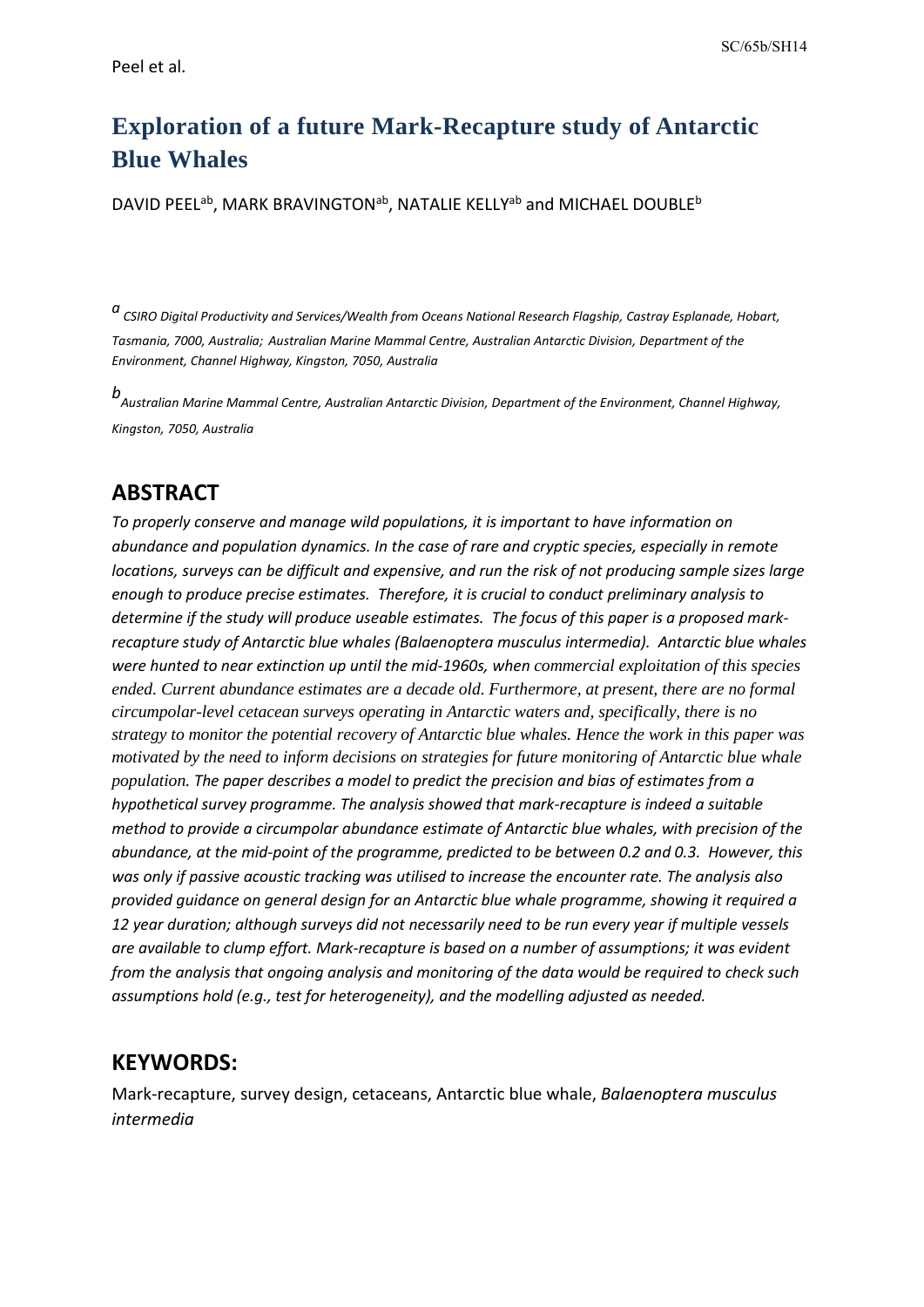# Exploration of a future Mark-Recapture study of Antarctic Blue Whales

DAVID PEEL[ab], MARK BRAVINGTON[ab], NATALIE KELLY[ab] and MICHAEL DOUBLE[b]

[a] *CSIRO Digital Productivity and Services/Wealth from Oceans National Research Flagship, Castray Esplanade, Hobart, Tasmania, 7000, Australia; Australian Marine Mammal Centre, Australian Antarctic Division, Department of the Environment, Channel Highway, Kingston, 7050, Australia*

[b] *Australian Marine Mammal Centre, Australian Antarctic Division, Department of the Environment, Channel Highway, Kingston, 7050, Australia*

## ABSTRACT

*To properly conserve and manage wild populations, it is important to have information on abundance and population dynamics. In the case of rare and cryptic species, especially in remote locations, surveys can be difficult and expensive, and run the risk of not producing sample sizes large enough to produce precise estimates. Therefore, it is crucial to conduct preliminary analysis to determine if the study will produce useable estimates. The focus of this paper is a proposed mark-recapture study of Antarctic blue whales (Balaenoptera musculus intermedia). Antarctic blue whales were hunted to near extinction up until the mid-1960s, when commercial exploitation of this species ended. Current abundance estimates are a decade old. Furthermore, at present, there are no formal circumpolar-level cetacean surveys operating in Antarctic waters and, specifically, there is no strategy to monitor the potential recovery of Antarctic blue whales. Hence the work in this paper was motivated by the need to inform decisions on strategies for future monitoring of Antarctic blue whale population. The paper describes a model to predict the precision and bias of estimates from a hypothetical survey programme. The analysis showed that mark-recapture is indeed a suitable method to provide a circumpolar abundance estimate of Antarctic blue whales, with precision of the abundance, at the mid-point of the programme, predicted to be between 0.2 and 0.3. However, this was only if passive acoustic tracking was utilised to increase the encounter rate. The analysis also provided guidance on general design for an Antarctic blue whale programme, showing it required a 12 year duration; although surveys did not necessarily need to be run every year if multiple vessels are available to clump effort. Mark-recapture is based on a number of assumptions; it was evident from the analysis that ongoing analysis and monitoring of the data would be required to check such assumptions hold (e.g., test for heterogeneity), and the modelling adjusted as needed.*

## KEYWORDS:

Mark-recapture, survey design, cetaceans, Antarctic blue whale, *Balaenoptera musculus intermedia*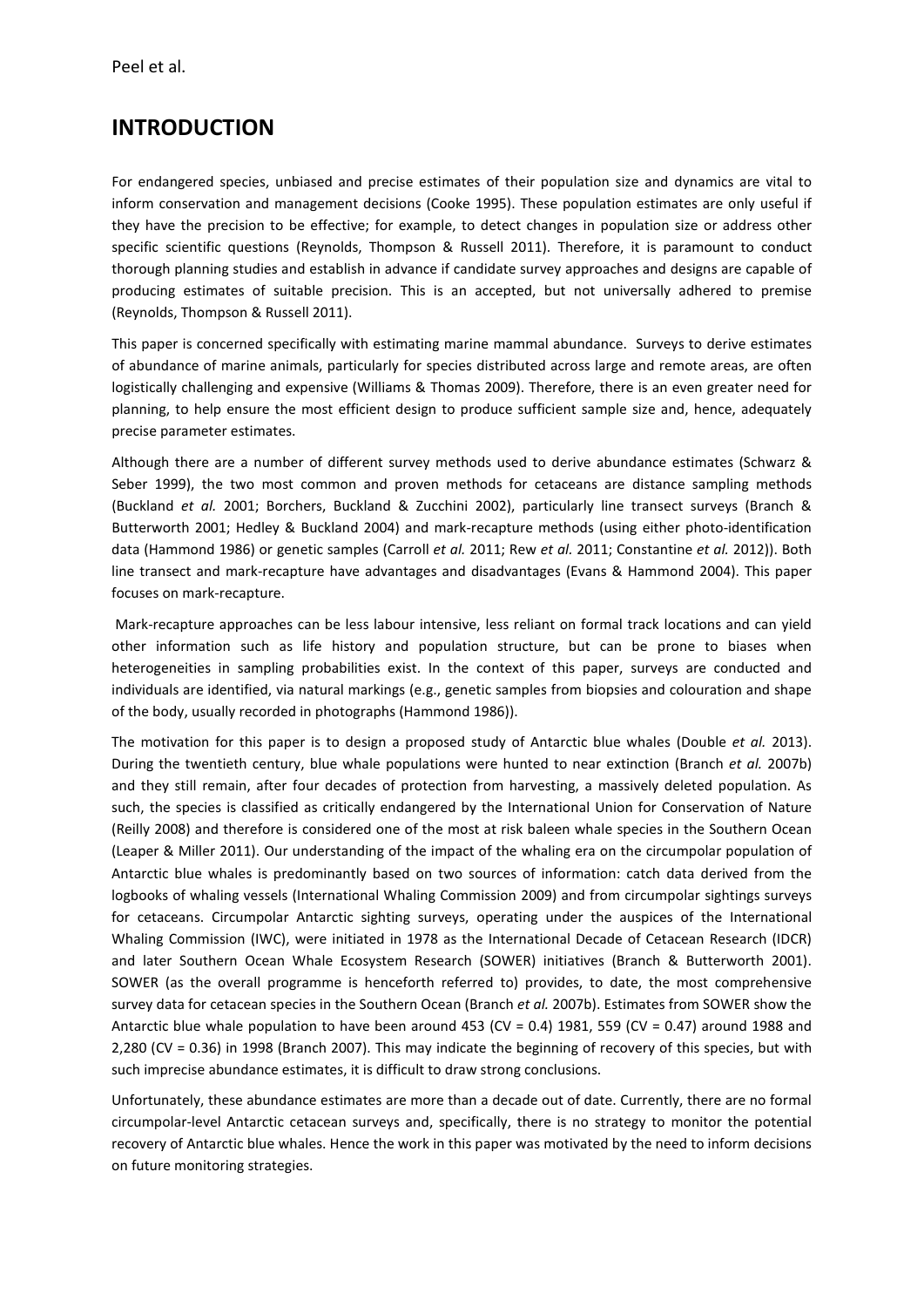## INTRODUCTION

For endangered species, unbiased and precise estimates of their population size and dynamics are vital to inform conservation and management decisions (Cooke 1995). These population estimates are only useful if they have the precision to be effective; for example, to detect changes in population size or address other specific scientific questions (Reynolds, Thompson & Russell 2011). Therefore, it is paramount to conduct thorough planning studies and establish in advance if candidate survey approaches and designs are capable of producing estimates of suitable precision. This is an accepted, but not universally adhered to premise (Reynolds, Thompson & Russell 2011).

This paper is concerned specifically with estimating marine mammal abundance. Surveys to derive estimates of abundance of marine animals, particularly for species distributed across large and remote areas, are often logistically challenging and expensive (Williams & Thomas 2009). Therefore, there is an even greater need for planning, to help ensure the most efficient design to produce sufficient sample size and, hence, adequately precise parameter estimates.

Although there are a number of different survey methods used to derive abundance estimates (Schwarz & Seber 1999), the two most common and proven methods for cetaceans are distance sampling methods (Buckland *et al.* 2001; Borchers, Buckland & Zucchini 2002), particularly line transect surveys (Branch & Butterworth 2001; Hedley & Buckland 2004) and mark-recapture methods (using either photo-identification data (Hammond 1986) or genetic samples (Carroll *et al.* 2011; Rew *et al.* 2011; Constantine *et al.* 2012)). Both line transect and mark-recapture have advantages and disadvantages (Evans & Hammond 2004). This paper focuses on mark-recapture.

Mark-recapture approaches can be less labour intensive, less reliant on formal track locations and can yield other information such as life history and population structure, but can be prone to biases when heterogeneities in sampling probabilities exist. In the context of this paper, surveys are conducted and individuals are identified, via natural markings (e.g., genetic samples from biopsies and colouration and shape of the body, usually recorded in photographs (Hammond 1986)).

The motivation for this paper is to design a proposed study of Antarctic blue whales (Double *et al.* 2013). During the twentieth century, blue whale populations were hunted to near extinction (Branch *et al.* 2007b) and they still remain, after four decades of protection from harvesting, a massively deleted population. As such, the species is classified as critically endangered by the International Union for Conservation of Nature (Reilly 2008) and therefore is considered one of the most at risk baleen whale species in the Southern Ocean (Leaper & Miller 2011). Our understanding of the impact of the whaling era on the circumpolar population of Antarctic blue whales is predominantly based on two sources of information: catch data derived from the logbooks of whaling vessels (International Whaling Commission 2009) and from circumpolar sightings surveys for cetaceans. Circumpolar Antarctic sighting surveys, operating under the auspices of the International Whaling Commission (IWC), were initiated in 1978 as the International Decade of Cetacean Research (IDCR) and later Southern Ocean Whale Ecosystem Research (SOWER) initiatives (Branch & Butterworth 2001). SOWER (as the overall programme is henceforth referred to) provides, to date, the most comprehensive survey data for cetacean species in the Southern Ocean (Branch *et al.* 2007b). Estimates from SOWER show the Antarctic blue whale population to have been around 453 (CV = 0.4) 1981, 559 (CV = 0.47) around 1988 and 2,280 (CV = 0.36) in 1998 (Branch 2007). This may indicate the beginning of recovery of this species, but with such imprecise abundance estimates, it is difficult to draw strong conclusions.

Unfortunately, these abundance estimates are more than a decade out of date. Currently, there are no formal circumpolar-level Antarctic cetacean surveys and, specifically, there is no strategy to monitor the potential recovery of Antarctic blue whales. Hence the work in this paper was motivated by the need to inform decisions on future monitoring strategies.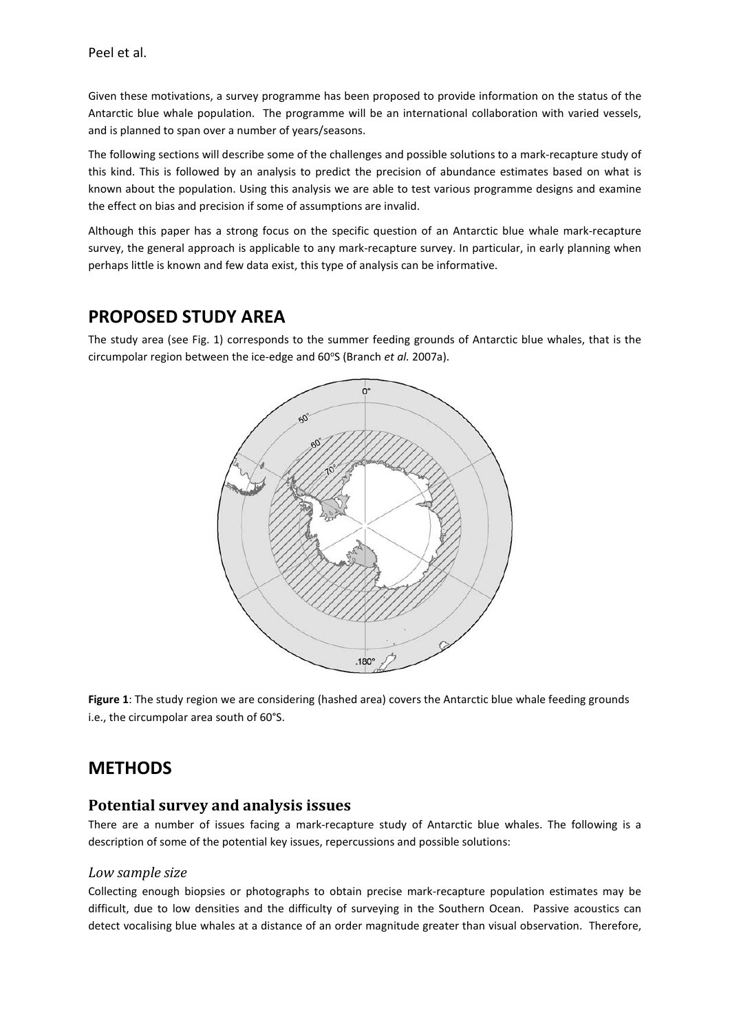Given these motivations, a survey programme has been proposed to provide information on the status of the Antarctic blue whale population. The programme will be an international collaboration with varied vessels, and is planned to span over a number of years/seasons.

The following sections will describe some of the challenges and possible solutions to a mark-recapture study of this kind. This is followed by an analysis to predict the precision of abundance estimates based on what is known about the population. Using this analysis we are able to test various programme designs and examine the effect on bias and precision if some of assumptions are invalid.

Although this paper has a strong focus on the specific question of an Antarctic blue whale mark-recapture survey, the general approach is applicable to any mark-recapture survey. In particular, in early planning when perhaps little is known and few data exist, this type of analysis can be informative.

## PROPOSED STUDY AREA

The study area (see Fig. 1) corresponds to the summer feeding grounds of Antarctic blue whales, that is the circumpolar region between the ice-edge and 60°S (Branch *et al.* 2007a).

**Figure 1**: The study region we are considering (hashed area) covers the Antarctic blue whale feeding grounds i.e., the circumpolar area south of 60°S.

## METHODS

### Potential survey and analysis issues

There are a number of issues facing a mark-recapture study of Antarctic blue whales. The following is a description of some of the potential key issues, repercussions and possible solutions:

#### *Low sample size*

Collecting enough biopsies or photographs to obtain precise mark-recapture population estimates may be difficult, due to low densities and the difficulty of surveying in the Southern Ocean. Passive acoustics can detect vocalising blue whales at a distance of an order magnitude greater than visual observation. Therefore,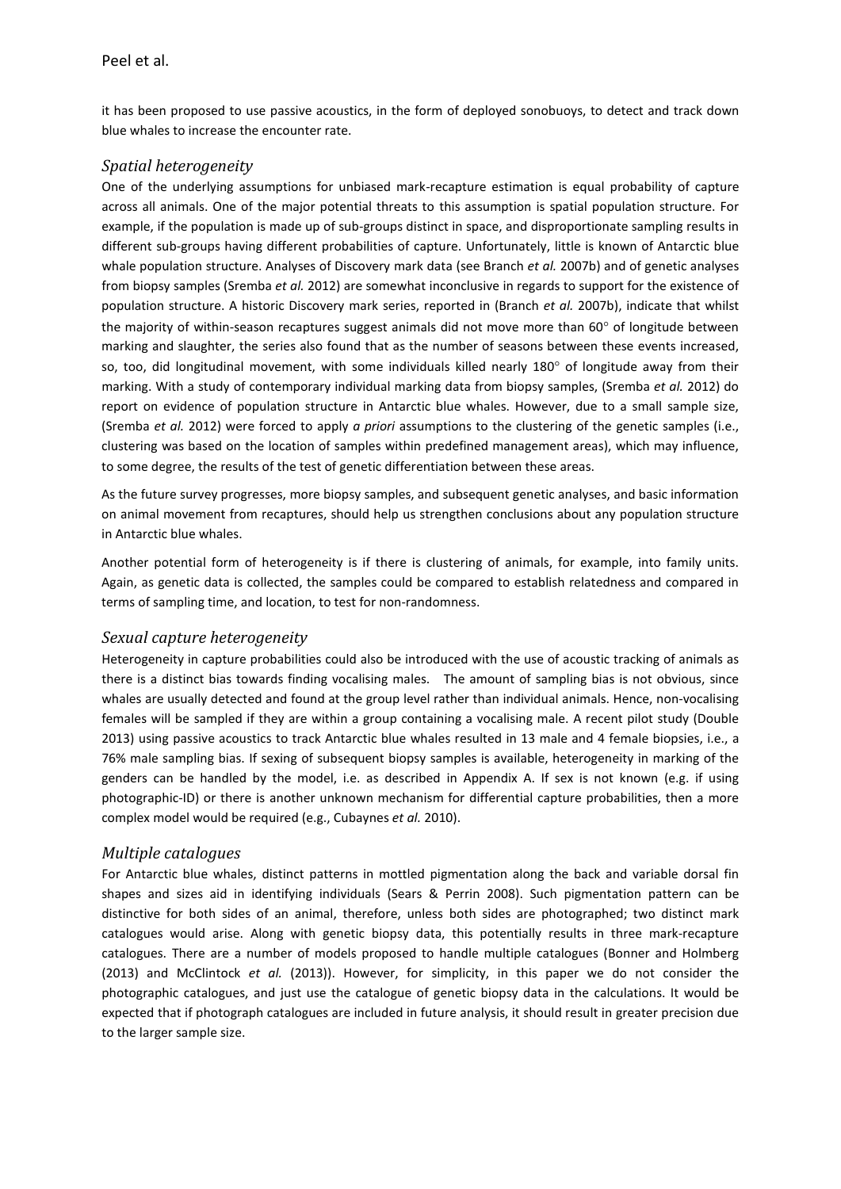it has been proposed to use passive acoustics, in the form of deployed sonobuoys, to detect and track down blue whales to increase the encounter rate.

### *Spatial heterogeneity*

One of the underlying assumptions for unbiased mark-recapture estimation is equal probability of capture across all animals. One of the major potential threats to this assumption is spatial population structure. For example, if the population is made up of sub-groups distinct in space, and disproportionate sampling results in different sub-groups having different probabilities of capture. Unfortunately, little is known of Antarctic blue whale population structure. Analyses of Discovery mark data (see Branch *et al.* 2007b) and of genetic analyses from biopsy samples (Sremba *et al.* 2012) are somewhat inconclusive in regards to support for the existence of population structure. A historic Discovery mark series, reported in (Branch *et al.* 2007b), indicate that whilst the majority of within-season recaptures suggest animals did not move more than 60° of longitude between marking and slaughter, the series also found that as the number of seasons between these events increased, so, too, did longitudinal movement, with some individuals killed nearly 180° of longitude away from their marking. With a study of contemporary individual marking data from biopsy samples, (Sremba *et al.* 2012) do report on evidence of population structure in Antarctic blue whales. However, due to a small sample size, (Sremba *et al.* 2012) were forced to apply *a priori* assumptions to the clustering of the genetic samples (i.e., clustering was based on the location of samples within predefined management areas), which may influence, to some degree, the results of the test of genetic differentiation between these areas.

As the future survey progresses, more biopsy samples, and subsequent genetic analyses, and basic information on animal movement from recaptures, should help us strengthen conclusions about any population structure in Antarctic blue whales.

Another potential form of heterogeneity is if there is clustering of animals, for example, into family units. Again, as genetic data is collected, the samples could be compared to establish relatedness and compared in terms of sampling time, and location, to test for non-randomness.

### *Sexual capture heterogeneity*

Heterogeneity in capture probabilities could also be introduced with the use of acoustic tracking of animals as there is a distinct bias towards finding vocalising males. The amount of sampling bias is not obvious, since whales are usually detected and found at the group level rather than individual animals. Hence, non-vocalising females will be sampled if they are within a group containing a vocalising male. A recent pilot study (Double 2013) using passive acoustics to track Antarctic blue whales resulted in 13 male and 4 female biopsies, i.e., a 76% male sampling bias. If sexing of subsequent biopsy samples is available, heterogeneity in marking of the genders can be handled by the model, i.e. as described in Appendix A. If sex is not known (e.g. if using photographic-ID) or there is another unknown mechanism for differential capture probabilities, then a more complex model would be required (e.g., Cubaynes *et al.* 2010).

### *Multiple catalogues*

For Antarctic blue whales, distinct patterns in mottled pigmentation along the back and variable dorsal fin shapes and sizes aid in identifying individuals (Sears & Perrin 2008). Such pigmentation pattern can be distinctive for both sides of an animal, therefore, unless both sides are photographed; two distinct mark catalogues would arise. Along with genetic biopsy data, this potentially results in three mark-recapture catalogues. There are a number of models proposed to handle multiple catalogues (Bonner and Holmberg (2013) and McClintock *et al.* (2013)). However, for simplicity, in this paper we do not consider the photographic catalogues, and just use the catalogue of genetic biopsy data in the calculations. It would be expected that if photograph catalogues are included in future analysis, it should result in greater precision due to the larger sample size.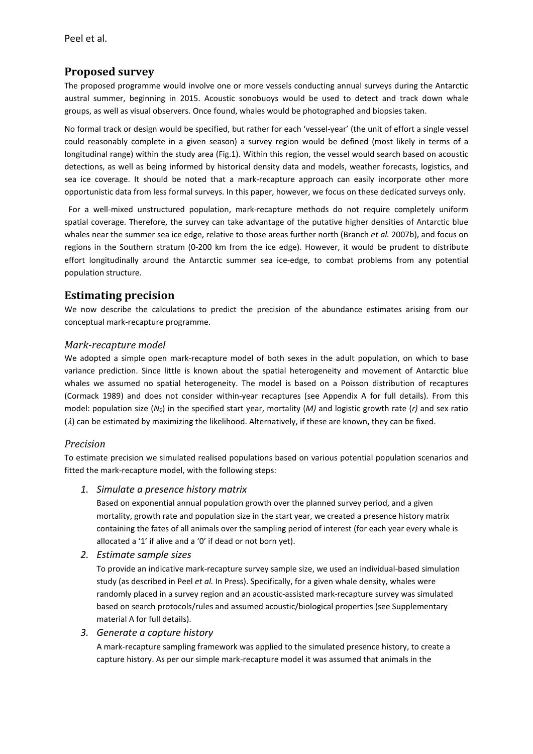## Proposed survey

The proposed programme would involve one or more vessels conducting annual surveys during the Antarctic austral summer, beginning in 2015. Acoustic sonobuoys would be used to detect and track down whale groups, as well as visual observers. Once found, whales would be photographed and biopsies taken.

No formal track or design would be specified, but rather for each 'vessel-year' (the unit of effort a single vessel could reasonably complete in a given season) a survey region would be defined (most likely in terms of a longitudinal range) within the study area (Fig.1). Within this region, the vessel would search based on acoustic detections, as well as being informed by historical density data and models, weather forecasts, logistics, and sea ice coverage. It should be noted that a mark-recapture approach can easily incorporate other more opportunistic data from less formal surveys. In this paper, however, we focus on these dedicated surveys only.

For a well-mixed unstructured population, mark-recapture methods do not require completely uniform spatial coverage. Therefore, the survey can take advantage of the putative higher densities of Antarctic blue whales near the summer sea ice edge, relative to those areas further north (Branch *et al.* 2007b), and focus on regions in the Southern stratum (0-200 km from the ice edge). However, it would be prudent to distribute effort longitudinally around the Antarctic summer sea ice-edge, to combat problems from any potential population structure.

## Estimating precision

We now describe the calculations to predict the precision of the abundance estimates arising from our conceptual mark-recapture programme.

### *Mark-recapture model*

We adopted a simple open mark-recapture model of both sexes in the adult population, on which to base variance prediction. Since little is known about the spatial heterogeneity and movement of Antarctic blue whales we assumed no spatial heterogeneity. The model is based on a Poisson distribution of recaptures (Cormack 1989) and does not consider within-year recaptures (see Appendix A for full details). From this model: population size ($N_0$) in the specified start year, mortality ($M$) and logistic growth rate ($r$) and sex ratio ($\lambda$) can be estimated by maximizing the likelihood. Alternatively, if these are known, they can be fixed.

### *Precision*

To estimate precision we simulated realised populations based on various potential population scenarios and fitted the mark-recapture model, with the following steps:

1. *Simulate a presence history matrix*

   Based on exponential annual population growth over the planned survey period, and a given mortality, growth rate and population size in the start year, we created a presence history matrix containing the fates of all animals over the sampling period of interest (for each year every whale is allocated a '1' if alive and a '0' if dead or not born yet).

2. *Estimate sample sizes*

   To provide an indicative mark-recapture survey sample size, we used an individual-based simulation study (as described in Peel *et al.* In Press). Specifically, for a given whale density, whales were randomly placed in a survey region and an acoustic-assisted mark-recapture survey was simulated based on search protocols/rules and assumed acoustic/biological properties (see Supplementary material A for full details).

3. *Generate a capture history*

   A mark-recapture sampling framework was applied to the simulated presence history, to create a capture history. As per our simple mark-recapture model it was assumed that animals in the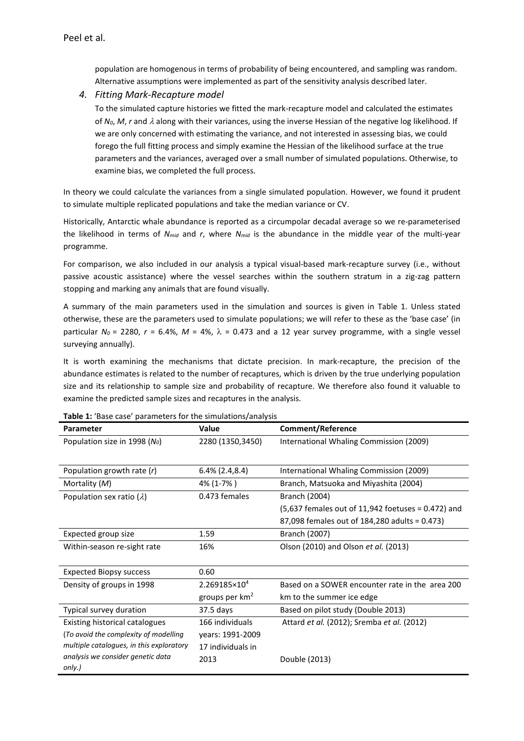population are homogenous in terms of probability of being encountered, and sampling was random. Alternative assumptions were implemented as part of the sensitivity analysis described later.

### 4. Fitting Mark-Recapture model

To the simulated capture histories we fitted the mark-recapture model and calculated the estimates of $N_0$, $M$, $r$ and $\lambda$ along with their variances, using the inverse Hessian of the negative log likelihood. If we are only concerned with estimating the variance, and not interested in assessing bias, we could forego the full fitting process and simply examine the Hessian of the likelihood surface at the true parameters and the variances, averaged over a small number of simulated populations. Otherwise, to examine bias, we completed the full process.

In theory we could calculate the variances from a single simulated population. However, we found it prudent to simulate multiple replicated populations and take the median variance or CV.

Historically, Antarctic whale abundance is reported as a circumpolar decadal average so we re-parameterised the likelihood in terms of $N_{mid}$ and $r$, where $N_{mid}$ is the abundance in the middle year of the multi-year programme.

For comparison, we also included in our analysis a typical visual-based mark-recapture survey (i.e., without passive acoustic assistance) where the vessel searches within the southern stratum in a zig-zag pattern stopping and marking any animals that are found visually.

A summary of the main parameters used in the simulation and sources is given in Table 1. Unless stated otherwise, these are the parameters used to simulate populations; we will refer to these as the 'base case' (in particular $N_0$ = 2280, $r$ = 6.4%, $M$ = 4%, $\lambda$ = 0.473 and a 12 year survey programme, with a single vessel surveying annually).

It is worth examining the mechanisms that dictate precision. In mark-recapture, the precision of the abundance estimates is related to the number of recaptures, which is driven by the true underlying population size and its relationship to sample size and probability of recapture. We therefore also found it valuable to examine the predicted sample sizes and recaptures in the analysis.

**Table 1:** 'Base case' parameters for the simulations/analysis

| Parameter | Value | Comment/Reference |
|---|---|---|
| Population size in 1998 ($N_0$) | 2280 (1350,3450) | International Whaling Commission (2009) |
| Population growth rate ($r$) | 6.4% (2.4,8.4) | International Whaling Commission (2009) |
| Mortality ($M$) | 4% (1-7% ) | Branch, Matsuoka and Miyashita (2004) |
| Population sex ratio ($\lambda$) | 0.473 females | Branch (2004) (5,637 females out of 11,942 foetuses = 0.472) and 87,098 females out of 184,280 adults = 0.473) |
| Expected group size | 1.59 | Branch (2007) |
| Within-season re-sight rate | 16% | Olson (2010) and Olson *et al.* (2013) |
| Expected Biopsy success | 0.60 | |
| Density of groups in 1998 | $2.269185\times10^4$ groups per km$^2$ | Based on a SOWER encounter rate in the area 200 km to the summer ice edge |
| Typical survey duration | 37.5 days | Based on pilot study (Double 2013) |
| Existing historical catalogues (*To avoid the complexity of modelling multiple catalogues, in this exploratory analysis we consider genetic data only.*) | 166 individuals years: 1991-2009<br>17 individuals in 2013 | Attard *et al.* (2012); Sremba *et al.* (2012)<br>Double (2013) |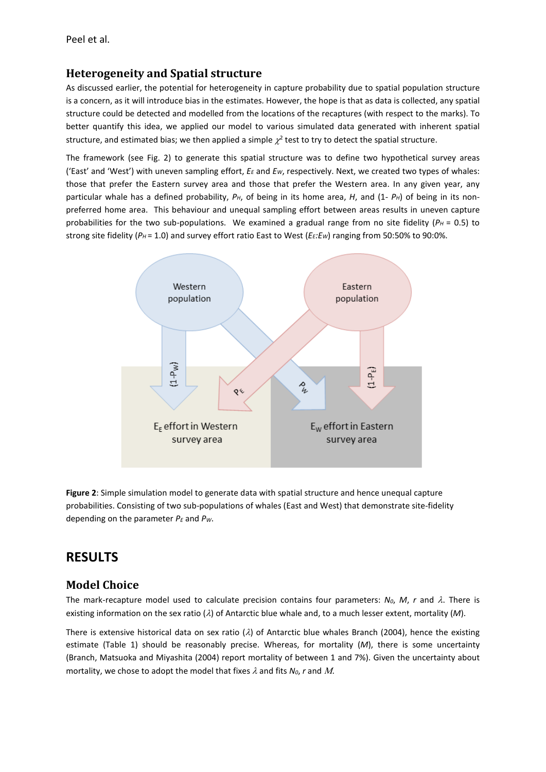## Heterogeneity and Spatial structure

As discussed earlier, the potential for heterogeneity in capture probability due to spatial population structure is a concern, as it will introduce bias in the estimates. However, the hope is that as data is collected, any spatial structure could be detected and modelled from the locations of the recaptures (with respect to the marks). To better quantify this idea, we applied our model to various simulated data generated with inherent spatial structure, and estimated bias; we then applied a simple $\chi^2$ test to try to detect the spatial structure.

The framework (see Fig. 2) to generate this spatial structure was to define two hypothetical survey areas ('East' and 'West') with uneven sampling effort, $E_E$ and $E_W$, respectively. Next, we created two types of whales: those that prefer the Eastern survey area and those that prefer the Western area. In any given year, any particular whale has a defined probability, $P_H$, of being in its home area, *H*, and (1- $P_H$) of being in its non-preferred home area. This behaviour and unequal sampling effort between areas results in uneven capture probabilities for the two sub-populations. We examined a gradual range from no site fidelity ($P_H$ = 0.5) to strong site fidelity ($P_H$ = 1.0) and survey effort ratio East to West ($E_E$:$E_W$) ranging from 50:50% to 90:0%.

**Figure 2**: Simple simulation model to generate data with spatial structure and hence unequal capture probabilities. Consisting of two sub-populations of whales (East and West) that demonstrate site-fidelity depending on the parameter $P_E$ and $P_W$.

# RESULTS

## Model Choice

The mark-recapture model used to calculate precision contains four parameters: $N_0$, *M*, *r* and $\lambda$. There is existing information on the sex ratio ($\lambda$) of Antarctic blue whale and, to a much lesser extent, mortality (*M*).

There is extensive historical data on sex ratio ($\lambda$) of Antarctic blue whales Branch (2004), hence the existing estimate (Table 1) should be reasonably precise. Whereas, for mortality (*M*), there is some uncertainty (Branch, Matsuoka and Miyashita (2004) report mortality of between 1 and 7%). Given the uncertainty about mortality, we chose to adopt the model that fixes $\lambda$ and fits $N_0$, *r* and $M$.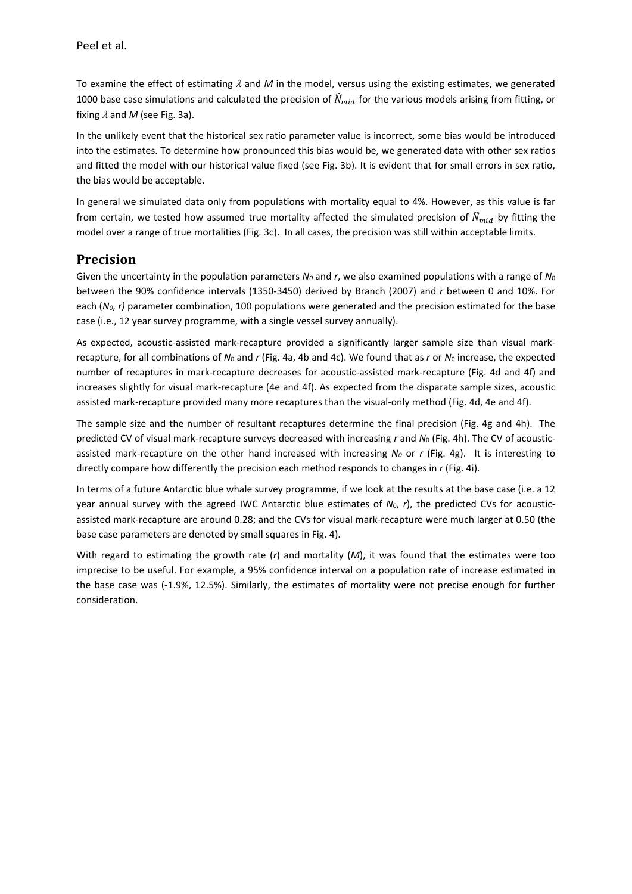To examine the effect of estimating $\lambda$ and $M$ in the model, versus using the existing estimates, we generated 1000 base case simulations and calculated the precision of $\widehat{N}_{mid}$ for the various models arising from fitting, or fixing $\lambda$ and $M$ (see Fig. 3a).

In the unlikely event that the historical sex ratio parameter value is incorrect, some bias would be introduced into the estimates. To determine how pronounced this bias would be, we generated data with other sex ratios and fitted the model with our historical value fixed (see Fig. 3b). It is evident that for small errors in sex ratio, the bias would be acceptable.

In general we simulated data only from populations with mortality equal to 4%. However, as this value is far from certain, we tested how assumed true mortality affected the simulated precision of $\widehat{N}_{mid}$ by fitting the model over a range of true mortalities (Fig. 3c). In all cases, the precision was still within acceptable limits.

## Precision

Given the uncertainty in the population parameters $N_0$ and $r$, we also examined populations with a range of $N_0$ between the 90% confidence intervals (1350-3450) derived by Branch (2007) and $r$ between 0 and 10%. For each ($N_0$, $r$) parameter combination, 100 populations were generated and the precision estimated for the base case (i.e., 12 year survey programme, with a single vessel survey annually).

As expected, acoustic-assisted mark-recapture provided a significantly larger sample size than visual mark-recapture, for all combinations of $N_0$ and $r$ (Fig. 4a, 4b and 4c). We found that as $r$ or $N_0$ increase, the expected number of recaptures in mark-recapture decreases for acoustic-assisted mark-recapture (Fig. 4d and 4f) and increases slightly for visual mark-recapture (4e and 4f). As expected from the disparate sample sizes, acoustic assisted mark-recapture provided many more recaptures than the visual-only method (Fig. 4d, 4e and 4f).

The sample size and the number of resultant recaptures determine the final precision (Fig. 4g and 4h). The predicted CV of visual mark-recapture surveys decreased with increasing $r$ and $N_0$ (Fig. 4h). The CV of acoustic-assisted mark-recapture on the other hand increased with increasing $N_0$ or $r$ (Fig. 4g). It is interesting to directly compare how differently the precision each method responds to changes in $r$ (Fig. 4i).

In terms of a future Antarctic blue whale survey programme, if we look at the results at the base case (i.e. a 12 year annual survey with the agreed IWC Antarctic blue estimates of $N_0$, $r$), the predicted CVs for acoustic-assisted mark-recapture are around 0.28; and the CVs for visual mark-recapture were much larger at 0.50 (the base case parameters are denoted by small squares in Fig. 4).

With regard to estimating the growth rate ($r$) and mortality ($M$), it was found that the estimates were too imprecise to be useful. For example, a 95% confidence interval on a population rate of increase estimated in the base case was (-1.9%, 12.5%). Similarly, the estimates of mortality were not precise enough for further consideration.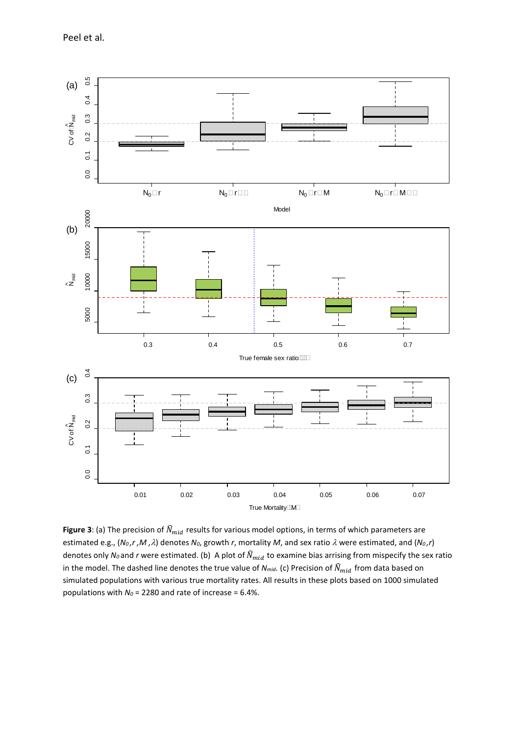**Figure 3**: (a) The precision of $\widehat{N}_{mid}$ results for various model options, in terms of which parameters are estimated e.g., ($N_0$,$r$,$M$,$\lambda$) denotes $N_0$, growth $r$, mortality $M$, and sex ratio $\lambda$ were estimated, and ($N_0$,$r$) denotes only $N_0$ and $r$ were estimated. (b) A plot of $\widehat{N}_{mid}$ to examine bias arrising from mispecify the sex ratio in the model. The dashed line denotes the true value of $N_{mid}$. (c) Precision of $\widehat{N}_{mid}$ from data based on simulated populations with various true mortality rates. All results in these plots based on 1000 simulated populations with $N_0$ = 2280 and rate of increase = 6.4%.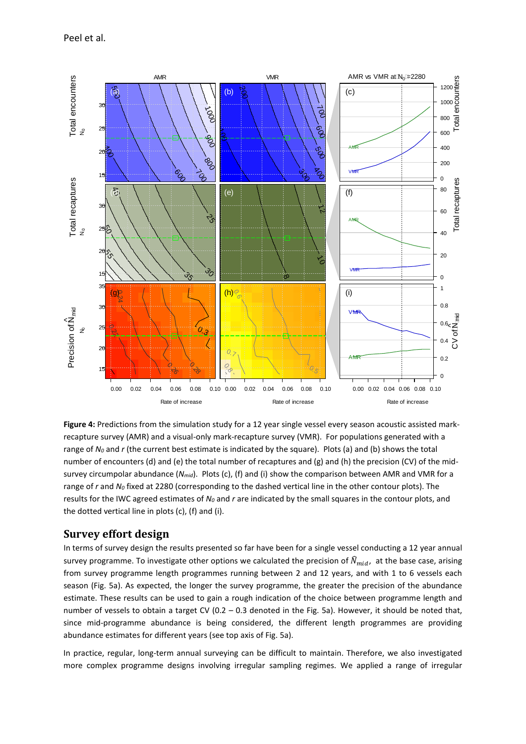**Figure 4:** Predictions from the simulation study for a 12 year single vessel every season acoustic assisted mark-recapture survey (AMR) and a visual-only mark-recapture survey (VMR). For populations generated with a range of $N_0$ and $r$ (the current best estimate is indicated by the square). Plots (a) and (b) shows the total number of encounters (d) and (e) the total number of recaptures and (g) and (h) the precision (CV) of the mid-survey circumpolar abundance ($N_{mid}$). Plots (c), (f) and (i) show the comparison between AMR and VMR for a range of $r$ and $N_0$ fixed at 2280 (corresponding to the dashed vertical line in the other contour plots). The results for the IWC agreed estimates of $N_0$ and $r$ are indicated by the small squares in the contour plots, and the dotted vertical line in plots (c), (f) and (i).

## Survey effort design

In terms of survey design the results presented so far have been for a single vessel conducting a 12 year annual survey programme. To investigate other options we calculated the precision of $\hat{N}_{mid}$, at the base case, arising from survey programme length programmes running between 2 and 12 years, and with 1 to 6 vessels each season (Fig. 5a). As expected, the longer the survey programme, the greater the precision of the abundance estimate. These results can be used to gain a rough indication of the choice between programme length and number of vessels to obtain a target CV (0.2 – 0.3 denoted in the Fig. 5a). However, it should be noted that, since mid-programme abundance is being considered, the different length programmes are providing abundance estimates for different years (see top axis of Fig. 5a).

In practice, regular, long-term annual surveying can be difficult to maintain. Therefore, we also investigated more complex programme designs involving irregular sampling regimes. We applied a range of irregular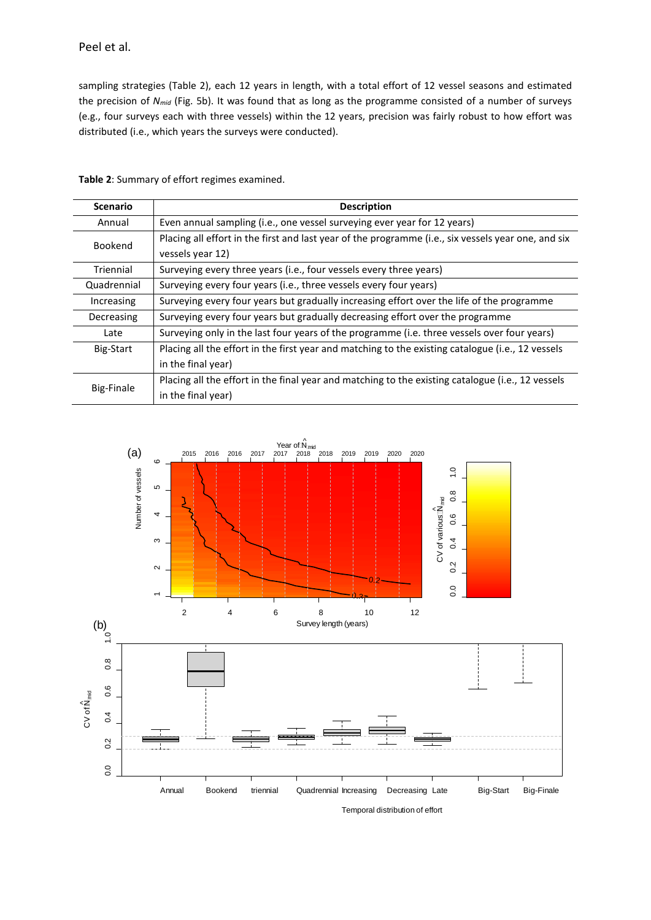sampling strategies (Table 2), each 12 years in length, with a total effort of 12 vessel seasons and estimated the precision of $N_{mid}$ (Fig. 5b). It was found that as long as the programme consisted of a number of surveys (e.g., four surveys each with three vessels) within the 12 years, precision was fairly robust to how effort was distributed (i.e., which years the surveys were conducted).

**Table 2**: Summary of effort regimes examined.

| Scenario | Description |
| --- | --- |
| Annual | Even annual sampling (i.e., one vessel surveying ever year for 12 years) |
| Bookend | Placing all effort in the first and last year of the programme (i.e., six vessels year one, and six vessels year 12) |
| Triennial | Surveying every three years (i.e., four vessels every three years) |
| Quadrennial | Surveying every four years (i.e., three vessels every four years) |
| Increasing | Surveying every four years but gradually increasing effort over the life of the programme |
| Decreasing | Surveying every four years but gradually decreasing effort over the programme |
| Late | Surveying only in the last four years of the programme (i.e. three vessels over four years) |
| Big-Start | Placing all the effort in the first year and matching to the existing catalogue (i.e., 12 vessels in the final year) |
| Big-Finale | Placing all the effort in the final year and matching to the existing catalogue (i.e., 12 vessels in the final year) |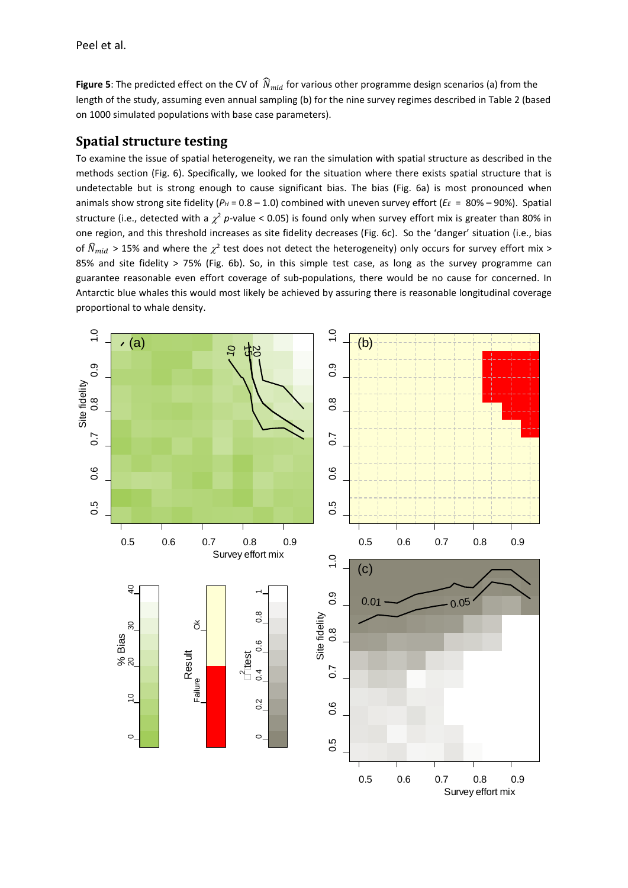**Figure 5**: The predicted effect on the CV of $\widehat{N}_{mid}$ for various other programme design scenarios (a) from the length of the study, assuming even annual sampling (b) for the nine survey regimes described in Table 2 (based on 1000 simulated populations with base case parameters).

## Spatial structure testing

To examine the issue of spatial heterogeneity, we ran the simulation with spatial structure as described in the methods section (Fig. 6). Specifically, we looked for the situation where there exists spatial structure that is undetectable but is strong enough to cause significant bias. The bias (Fig. 6a) is most pronounced when animals show strong site fidelity ($P_H$ = 0.8 – 1.0) combined with uneven survey effort ($E_E$ = 80% – 90%). Spatial structure (i.e., detected with a $\chi^2$ *p*-value < 0.05) is found only when survey effort mix is greater than 80% in one region, and this threshold increases as site fidelity decreases (Fig. 6c). So the 'danger' situation (i.e., bias of $\widehat{N}_{mid}$ > 15% and where the $\chi^2$ test does not detect the heterogeneity) only occurs for survey effort mix > 85% and site fidelity > 75% (Fig. 6b). So, in this simple test case, as long as the survey programme can guarantee reasonable even effort coverage of sub-populations, there would be no cause for concerned. In Antarctic blue whales this would most likely be achieved by assuring there is reasonable longitudinal coverage proportional to whale density.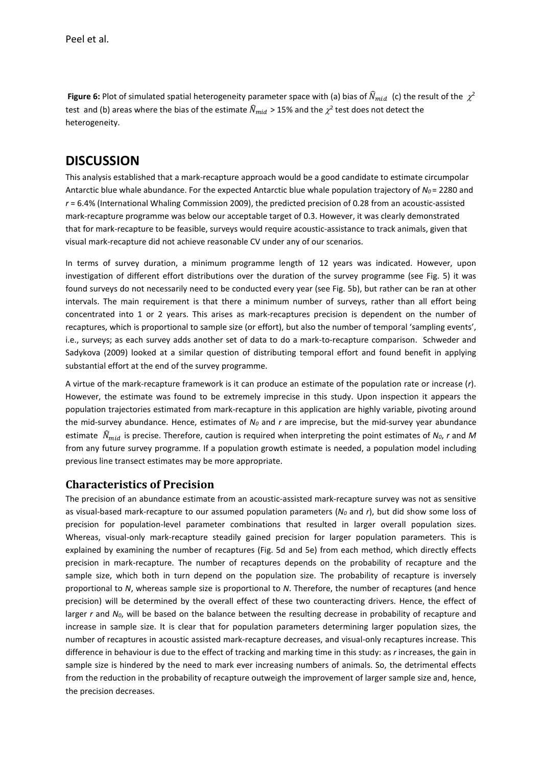**Figure 6:** Plot of simulated spatial heterogeneity parameter space with (a) bias of $\widehat{N}_{mid}$ (c) the result of the $\chi^2$ test and (b) areas where the bias of the estimate $\widehat{N}_{mid}$ > 15% and the $\chi^2$ test does not detect the heterogeneity.

# DISCUSSION

This analysis established that a mark-recapture approach would be a good candidate to estimate circumpolar Antarctic blue whale abundance. For the expected Antarctic blue whale population trajectory of $N_0$ = 2280 and $r$ = 6.4% (International Whaling Commission 2009), the predicted precision of 0.28 from an acoustic-assisted mark-recapture programme was below our acceptable target of 0.3. However, it was clearly demonstrated that for mark-recapture to be feasible, surveys would require acoustic-assistance to track animals, given that visual mark-recapture did not achieve reasonable CV under any of our scenarios.

In terms of survey duration, a minimum programme length of 12 years was indicated. However, upon investigation of different effort distributions over the duration of the survey programme (see Fig. 5) it was found surveys do not necessarily need to be conducted every year (see Fig. 5b), but rather can be ran at other intervals. The main requirement is that there a minimum number of surveys, rather than all effort being concentrated into 1 or 2 years. This arises as mark-recaptures precision is dependent on the number of recaptures, which is proportional to sample size (or effort), but also the number of temporal 'sampling events', i.e., surveys; as each survey adds another set of data to do a mark-to-recapture comparison. Schweder and Sadykova (2009) looked at a similar question of distributing temporal effort and found benefit in applying substantial effort at the end of the survey programme.

A virtue of the mark-recapture framework is it can produce an estimate of the population rate or increase ($r$). However, the estimate was found to be extremely imprecise in this study. Upon inspection it appears the population trajectories estimated from mark-recapture in this application are highly variable, pivoting around the mid-survey abundance. Hence, estimates of $N_0$ and $r$ are imprecise, but the mid-survey year abundance estimate $\widehat{N}_{mid}$ is precise. Therefore, caution is required when interpreting the point estimates of $N_0$, $r$ and $M$ from any future survey programme. If a population growth estimate is needed, a population model including previous line transect estimates may be more appropriate.

## Characteristics of Precision

The precision of an abundance estimate from an acoustic-assisted mark-recapture survey was not as sensitive as visual-based mark-recapture to our assumed population parameters ($N_0$ and $r$), but did show some loss of precision for population-level parameter combinations that resulted in larger overall population sizes. Whereas, visual-only mark-recapture steadily gained precision for larger population parameters. This is explained by examining the number of recaptures (Fig. 5d and 5e) from each method, which directly effects precision in mark-recapture. The number of recaptures depends on the probability of recapture and the sample size, which both in turn depend on the population size. The probability of recapture is inversely proportional to $N$, whereas sample size is proportional to $N$. Therefore, the number of recaptures (and hence precision) will be determined by the overall effect of these two counteracting drivers. Hence, the effect of larger $r$ and $N_0$, will be based on the balance between the resulting decrease in probability of recapture and increase in sample size. It is clear that for population parameters determining larger population sizes, the number of recaptures in acoustic assisted mark-recapture decreases, and visual-only recaptures increase. This difference in behaviour is due to the effect of tracking and marking time in this study: as $r$ increases, the gain in sample size is hindered by the need to mark ever increasing numbers of animals. So, the detrimental effects from the reduction in the probability of recapture outweigh the improvement of larger sample size and, hence, the precision decreases.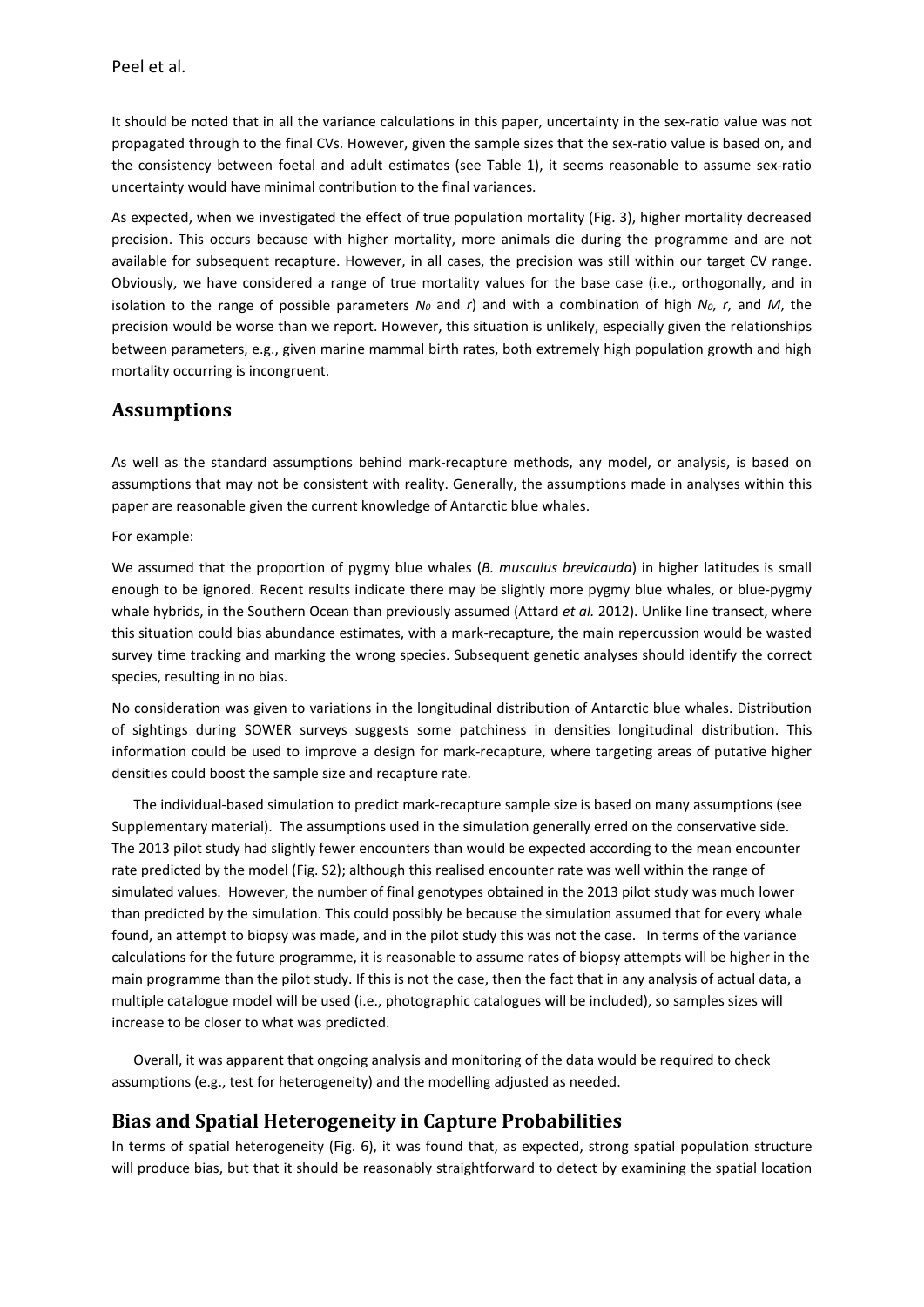It should be noted that in all the variance calculations in this paper, uncertainty in the sex-ratio value was not propagated through to the final CVs. However, given the sample sizes that the sex-ratio value is based on, and the consistency between foetal and adult estimates (see Table 1), it seems reasonable to assume sex-ratio uncertainty would have minimal contribution to the final variances.

As expected, when we investigated the effect of true population mortality (Fig. 3), higher mortality decreased precision. This occurs because with higher mortality, more animals die during the programme and are not available for subsequent recapture. However, in all cases, the precision was still within our target CV range. Obviously, we have considered a range of true mortality values for the base case (i.e., orthogonally, and in isolation to the range of possible parameters $N_0$ and $r$) and with a combination of high $N_0$, $r$, and $M$, the precision would be worse than we report. However, this situation is unlikely, especially given the relationships between parameters, e.g., given marine mammal birth rates, both extremely high population growth and high mortality occurring is incongruent.

## Assumptions

As well as the standard assumptions behind mark-recapture methods, any model, or analysis, is based on assumptions that may not be consistent with reality. Generally, the assumptions made in analyses within this paper are reasonable given the current knowledge of Antarctic blue whales.

For example:

We assumed that the proportion of pygmy blue whales (*B. musculus brevicauda*) in higher latitudes is small enough to be ignored. Recent results indicate there may be slightly more pygmy blue whales, or blue-pygmy whale hybrids, in the Southern Ocean than previously assumed (Attard *et al.* 2012). Unlike line transect, where this situation could bias abundance estimates, with a mark-recapture, the main repercussion would be wasted survey time tracking and marking the wrong species. Subsequent genetic analyses should identify the correct species, resulting in no bias.

No consideration was given to variations in the longitudinal distribution of Antarctic blue whales. Distribution of sightings during SOWER surveys suggests some patchiness in densities longitudinal distribution. This information could be used to improve a design for mark-recapture, where targeting areas of putative higher densities could boost the sample size and recapture rate.

The individual-based simulation to predict mark-recapture sample size is based on many assumptions (see Supplementary material). The assumptions used in the simulation generally erred on the conservative side. The 2013 pilot study had slightly fewer encounters than would be expected according to the mean encounter rate predicted by the model (Fig. S2); although this realised encounter rate was well within the range of simulated values. However, the number of final genotypes obtained in the 2013 pilot study was much lower than predicted by the simulation. This could possibly be because the simulation assumed that for every whale found, an attempt to biopsy was made, and in the pilot study this was not the case. In terms of the variance calculations for the future programme, it is reasonable to assume rates of biopsy attempts will be higher in the main programme than the pilot study. If this is not the case, then the fact that in any analysis of actual data, a multiple catalogue model will be used (i.e., photographic catalogues will be included), so samples sizes will increase to be closer to what was predicted.

Overall, it was apparent that ongoing analysis and monitoring of the data would be required to check assumptions (e.g., test for heterogeneity) and the modelling adjusted as needed.

## Bias and Spatial Heterogeneity in Capture Probabilities

In terms of spatial heterogeneity (Fig. 6), it was found that, as expected, strong spatial population structure will produce bias, but that it should be reasonably straightforward to detect by examining the spatial location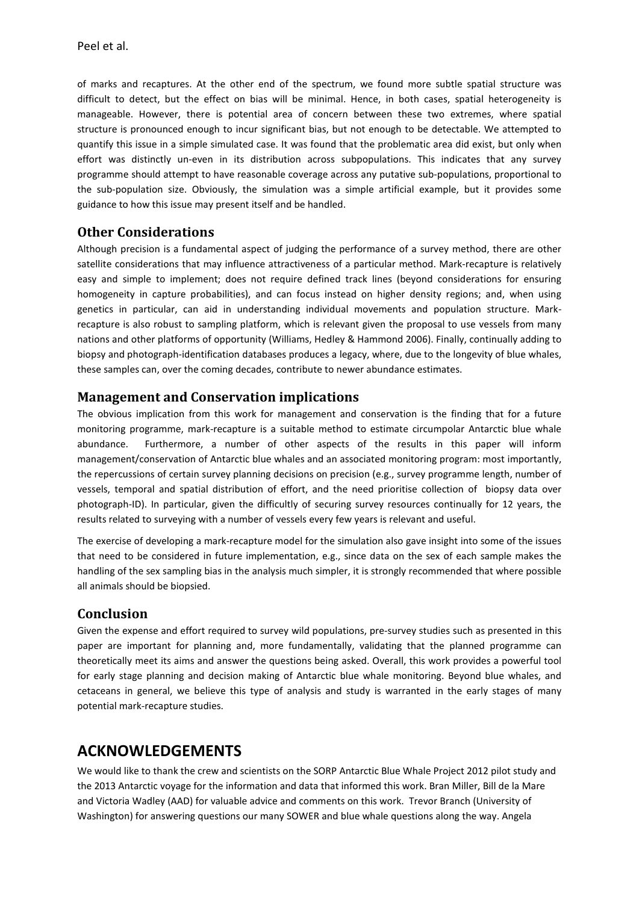of marks and recaptures. At the other end of the spectrum, we found more subtle spatial structure was difficult to detect, but the effect on bias will be minimal. Hence, in both cases, spatial heterogeneity is manageable. However, there is potential area of concern between these two extremes, where spatial structure is pronounced enough to incur significant bias, but not enough to be detectable. We attempted to quantify this issue in a simple simulated case. It was found that the problematic area did exist, but only when effort was distinctly un-even in its distribution across subpopulations. This indicates that any survey programme should attempt to have reasonable coverage across any putative sub-populations, proportional to the sub-population size. Obviously, the simulation was a simple artificial example, but it provides some guidance to how this issue may present itself and be handled.

## Other Considerations

Although precision is a fundamental aspect of judging the performance of a survey method, there are other satellite considerations that may influence attractiveness of a particular method. Mark-recapture is relatively easy and simple to implement; does not require defined track lines (beyond considerations for ensuring homogeneity in capture probabilities), and can focus instead on higher density regions; and, when using genetics in particular, can aid in understanding individual movements and population structure. Mark-recapture is also robust to sampling platform, which is relevant given the proposal to use vessels from many nations and other platforms of opportunity (Williams, Hedley & Hammond 2006). Finally, continually adding to biopsy and photograph-identification databases produces a legacy, where, due to the longevity of blue whales, these samples can, over the coming decades, contribute to newer abundance estimates.

## Management and Conservation implications

The obvious implication from this work for management and conservation is the finding that for a future monitoring programme, mark-recapture is a suitable method to estimate circumpolar Antarctic blue whale abundance. Furthermore, a number of other aspects of the results in this paper will inform management/conservation of Antarctic blue whales and an associated monitoring program: most importantly, the repercussions of certain survey planning decisions on precision (e.g., survey programme length, number of vessels, temporal and spatial distribution of effort, and the need prioritise collection of biopsy data over photograph-ID). In particular, given the difficultly of securing survey resources continually for 12 years, the results related to surveying with a number of vessels every few years is relevant and useful.

The exercise of developing a mark-recapture model for the simulation also gave insight into some of the issues that need to be considered in future implementation, e.g., since data on the sex of each sample makes the handling of the sex sampling bias in the analysis much simpler, it is strongly recommended that where possible all animals should be biopsied.

## Conclusion

Given the expense and effort required to survey wild populations, pre-survey studies such as presented in this paper are important for planning and, more fundamentally, validating that the planned programme can theoretically meet its aims and answer the questions being asked. Overall, this work provides a powerful tool for early stage planning and decision making of Antarctic blue whale monitoring. Beyond blue whales, and cetaceans in general, we believe this type of analysis and study is warranted in the early stages of many potential mark-recapture studies.

# ACKNOWLEDGEMENTS

We would like to thank the crew and scientists on the SORP Antarctic Blue Whale Project 2012 pilot study and the 2013 Antarctic voyage for the information and data that informed this work. Bran Miller, Bill de la Mare and Victoria Wadley (AAD) for valuable advice and comments on this work. Trevor Branch (University of Washington) for answering questions our many SOWER and blue whale questions along the way. Angela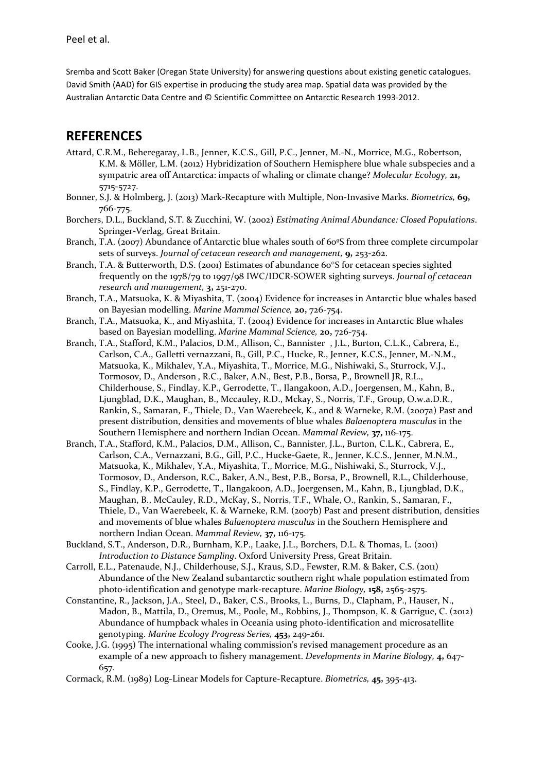Sremba and Scott Baker (Oregan State University) for answering questions about existing genetic catalogues. David Smith (AAD) for GIS expertise in producing the study area map. Spatial data was provided by the Australian Antarctic Data Centre and © Scientific Committee on Antarctic Research 1993-2012.

## REFERENCES

Attard, C.R.M., Beheregaray, L.B., Jenner, K.C.S., Gill, P.C., Jenner, M.-N., Morrice, M.G., Robertson, K.M. & Möller, L.M. (2012) Hybridization of Southern Hemisphere blue whale subspecies and a sympatric area off Antarctica: impacts of whaling or climate change? *Molecular Ecology,* **21,** 5715-5727.

Bonner, S.J. & Holmberg, J. (2013) Mark-Recapture with Multiple, Non-Invasive Marks. *Biometrics,* **69,** 766-775.

Borchers, D.L., Buckland, S.T. & Zucchini, W. (2002) *Estimating Animal Abundance: Closed Populations*. Springer-Verlag, Great Britain.

Branch, T.A. (2007) Abundance of Antarctic blue whales south of 60ºS from three complete circumpolar sets of surveys. *Journal of cetacean research and management,* **9,** 253-262.

Branch, T.A. & Butterworth, D.S. (2001) Estimates of abundance 60°S for cetacean species sighted frequently on the 1978/79 to 1997/98 IWC/IDCR-SOWER sighting surveys. *Journal of cetacean research and management,* **3,** 251-270.

Branch, T.A., Matsuoka, K. & Miyashita, T. (2004) Evidence for increases in Antarctic blue whales based on Bayesian modelling. *Marine Mammal Science,* **20,** 726-754.

Branch, T.A., Matsuoka, K., and Miyashita, T. (2004) Evidence for increases in Antarctic Blue whales based on Bayesian modelling. *Marine Mammal Science,* **20,** 726-754.

Branch, T.A., Stafford, K.M., Palacios, D.M., Allison, C., Bannister , J.L., Burton, C.L.K., Cabrera, E., Carlson, C.A., Galletti vernazzani, B., Gill, P.C., Hucke, R., Jenner, K.C.S., Jenner, M.-N.M., Matsuoka, K., Mikhalev, Y.A., Miyashita, T., Morrice, M.G., Nishiwaki, S., Sturrock, V.J., Tormosov, D., Anderson , R.C., Baker, A.N., Best, P.B., Borsa, P., Brownell JR, R.L., Childerhouse, S., Findlay, K.P., Gerrodette, T., Ilangakoon, A.D., Joergensen, M., Kahn, B., Ljungblad, D.K., Maughan, B., Mccauley, R.D., Mckay, S., Norris, T.F., Group, O.w.a.D.R., Rankin, S., Samaran, F., Thiele, D., Van Waerebeek, K., and & Warneke, R.M. (2007a) Past and present distribution, densities and movements of blue whales *Balaenoptera musculus* in the Southern Hemisphere and northern Indian Ocean. *Mammal Review,* **37,** 116-175.

Branch, T.A., Stafford, K.M., Palacios, D.M., Allison, C., Bannister, J.L., Burton, C.L.K., Cabrera, E., Carlson, C.A., Vernazzani, B.G., Gill, P.C., Hucke-Gaete, R., Jenner, K.C.S., Jenner, M.N.M., Matsuoka, K., Mikhalev, Y.A., Miyashita, T., Morrice, M.G., Nishiwaki, S., Sturrock, V.J., Tormosov, D., Anderson, R.C., Baker, A.N., Best, P.B., Borsa, P., Brownell, R.L., Childerhouse, S., Findlay, K.P., Gerrodette, T., Ilangakoon, A.D., Joergensen, M., Kahn, B., Ljungblad, D.K., Maughan, B., McCauley, R.D., McKay, S., Norris, T.F., Whale, O., Rankin, S., Samaran, F., Thiele, D., Van Waerebeek, K. & Warneke, R.M. (2007b) Past and present distribution, densities and movements of blue whales *Balaenoptera musculus* in the Southern Hemisphere and northern Indian Ocean. *Mammal Review,* **37,** 116-175.

Buckland, S.T., Anderson, D.R., Burnham, K.P., Laake, J.L., Borchers, D.L. & Thomas, L. (2001) *Introduction to Distance Sampling*. Oxford University Press, Great Britain.

Carroll, E.L., Patenaude, N.J., Childerhouse, S.J., Kraus, S.D., Fewster, R.M. & Baker, C.S. (2011) Abundance of the New Zealand subantarctic southern right whale population estimated from photo-identification and genotype mark-recapture. *Marine Biology,* **158,** 2565-2575.

Constantine, R., Jackson, J.A., Steel, D., Baker, C.S., Brooks, L., Burns, D., Clapham, P., Hauser, N., Madon, B., Mattila, D., Oremus, M., Poole, M., Robbins, J., Thompson, K. & Garrigue, C. (2012) Abundance of humpback whales in Oceania using photo-identification and microsatellite genotyping. *Marine Ecology Progress Series,* **453,** 249-261.

Cooke, J.G. (1995) The international whaling commission's revised management procedure as an example of a new approach to fishery management. *Developments in Marine Biology,* **4,** 647-657.

Cormack, R.M. (1989) Log-Linear Models for Capture-Recapture. *Biometrics,* **45,** 395-413.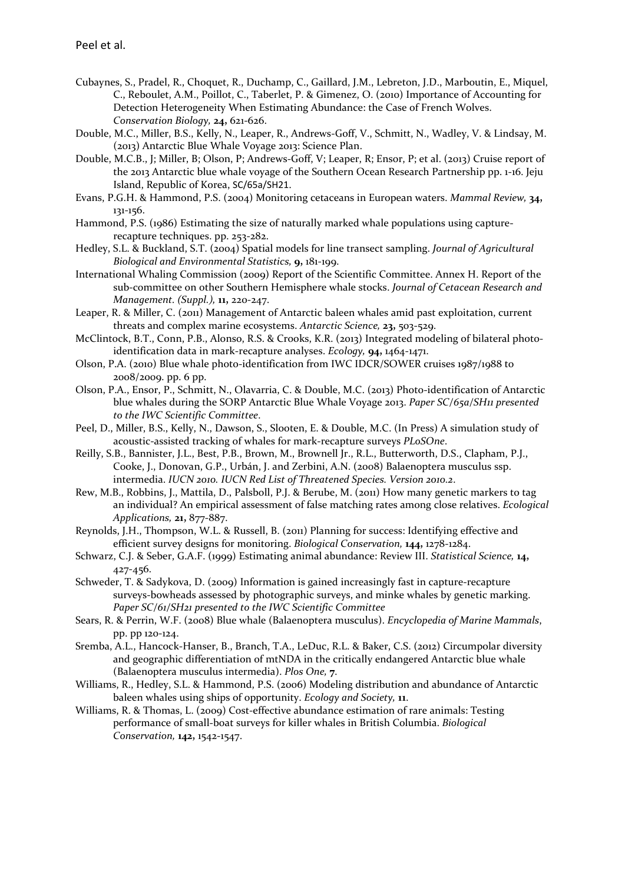Cubaynes, S., Pradel, R., Choquet, R., Duchamp, C., Gaillard, J.M., Lebreton, J.D., Marboutin, E., Miquel, C., Reboulet, A.M., Poillot, C., Taberlet, P. & Gimenez, O. (2010) Importance of Accounting for Detection Heterogeneity When Estimating Abundance: the Case of French Wolves. *Conservation Biology,* **24,** 621-626.

Double, M.C., Miller, B.S., Kelly, N., Leaper, R., Andrews-Goff, V., Schmitt, N., Wadley, V. & Lindsay, M. (2013) Antarctic Blue Whale Voyage 2013: Science Plan.

Double, M.C.B., J; Miller, B; Olson, P; Andrews-Goff, V; Leaper, R; Ensor, P; et al. (2013) Cruise report of the 2013 Antarctic blue whale voyage of the Southern Ocean Research Partnership pp. 1-16. Jeju Island, Republic of Korea, SC/65a/SH21.

Evans, P.G.H. & Hammond, P.S. (2004) Monitoring cetaceans in European waters. *Mammal Review,* **34,** 131-156.

Hammond, P.S. (1986) Estimating the size of naturally marked whale populations using capture-recapture techniques. pp. 253-282.

Hedley, S.L. & Buckland, S.T. (2004) Spatial models for line transect sampling. *Journal of Agricultural Biological and Environmental Statistics,* **9,** 181-199.

International Whaling Commission (2009) Report of the Scientific Committee. Annex H. Report of the sub-committee on other Southern Hemisphere whale stocks. *Journal of Cetacean Research and Management. (Suppl.),* **11,** 220-247.

Leaper, R. & Miller, C. (2011) Management of Antarctic baleen whales amid past exploitation, current threats and complex marine ecosystems. *Antarctic Science,* **23,** 503-529.

McClintock, B.T., Conn, P.B., Alonso, R.S. & Crooks, K.R. (2013) Integrated modeling of bilateral photo-identification data in mark-recapture analyses. *Ecology,* **94,** 1464-1471.

Olson, P.A. (2010) Blue whale photo-identification from IWC IDCR/SOWER cruises 1987/1988 to 2008/2009. pp. 6 pp.

Olson, P.A., Ensor, P., Schmitt, N., Olavarria, C. & Double, M.C. (2013) Photo-identification of Antarctic blue whales during the SORP Antarctic Blue Whale Voyage 2013. *Paper SC/65a/SH11 presented to the IWC Scientific Committee*.

Peel, D., Miller, B.S., Kelly, N., Dawson, S., Slooten, E. & Double, M.C. (In Press) A simulation study of acoustic-assisted tracking of whales for mark-recapture surveys *PLoSOne*.

Reilly, S.B., Bannister, J.L., Best, P.B., Brown, M., Brownell Jr., R.L., Butterworth, D.S., Clapham, P.J., Cooke, J., Donovan, G.P., Urbán, J. and Zerbini, A.N. (2008) Balaenoptera musculus ssp. intermedia. *IUCN 2010. IUCN Red List of Threatened Species. Version 2010.2*.

Rew, M.B., Robbins, J., Mattila, D., Palsboll, P.J. & Berube, M. (2011) How many genetic markers to tag an individual? An empirical assessment of false matching rates among close relatives. *Ecological Applications,* **21,** 877-887.

Reynolds, J.H., Thompson, W.L. & Russell, B. (2011) Planning for success: Identifying effective and efficient survey designs for monitoring. *Biological Conservation,* **144,** 1278-1284.

Schwarz, C.J. & Seber, G.A.F. (1999) Estimating animal abundance: Review III. *Statistical Science,* **14,** 427-456.

Schweder, T. & Sadykova, D. (2009) Information is gained increasingly fast in capture-recapture surveys-bowheads assessed by photographic surveys, and minke whales by genetic marking. *Paper SC/61/SH21 presented to the IWC Scientific Committee*

Sears, R. & Perrin, W.F. (2008) Blue whale (Balaenoptera musculus). *Encyclopedia of Marine Mammals*, pp. pp 120-124.

Sremba, A.L., Hancock-Hanser, B., Branch, T.A., LeDuc, R.L. & Baker, C.S. (2012) Circumpolar diversity and geographic differentiation of mtNDA in the critically endangered Antarctic blue whale (Balaenoptera musculus intermedia). *Plos One,* **7**.

Williams, R., Hedley, S.L. & Hammond, P.S. (2006) Modeling distribution and abundance of Antarctic baleen whales using ships of opportunity. *Ecology and Society,* **11**.

Williams, R. & Thomas, L. (2009) Cost-effective abundance estimation of rare animals: Testing performance of small-boat surveys for killer whales in British Columbia. *Biological Conservation,* **142,** 1542-1547.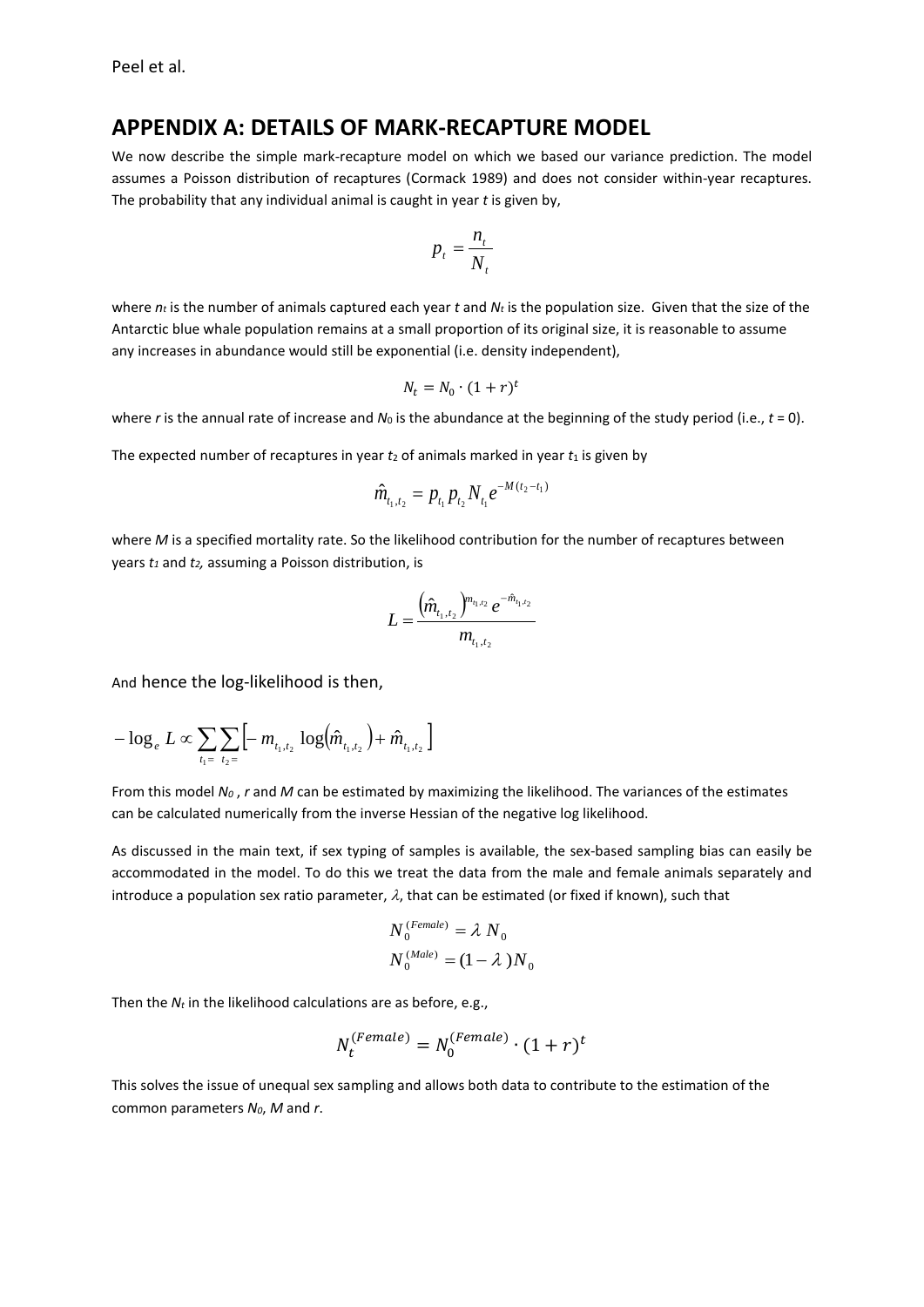## APPENDIX A: DETAILS OF MARK-RECAPTURE MODEL

We now describe the simple mark-recapture model on which we based our variance prediction. The model assumes a Poisson distribution of recaptures (Cormack 1989) and does not consider within-year recaptures. The probability that any individual animal is caught in year $t$ is given by,

$$p_t = \frac{n_t}{N_t}$$

where $n_t$ is the number of animals captured each year $t$ and $N_t$ is the population size. Given that the size of the Antarctic blue whale population remains at a small proportion of its original size, it is reasonable to assume any increases in abundance would still be exponential (i.e. density independent),

$$N_t = N_0 \cdot (1+r)^t$$

where $r$ is the annual rate of increase and $N_0$ is the abundance at the beginning of the study period (i.e., $t$ = 0).

The expected number of recaptures in year $t_2$ of animals marked in year $t_1$ is given by

$$\hat{m}_{t_1,t_2} = p_{t_1} p_{t_2} N_{t_1} e^{-M(t_2-t_1)}$$

where $M$ is a specified mortality rate. So the likelihood contribution for the number of recaptures between years $t_1$ and $t_2$, assuming a Poisson distribution, is

$$L = \frac{\left(\hat{m}_{t_1,t_2}\right)^{m_{t_1,t_2}} e^{-\hat{m}_{t_1,t_2}}}{m_{t_1,t_2}}$$

And hence the log-likelihood is then,

$$-\log_e L \propto \sum_{t_1=} \sum_{t_2=} \left[ -m_{t_1,t_2} \log\left(\hat{m}_{t_1,t_2}\right) + \hat{m}_{t_1,t_2} \right]$$

From this model $N_0$, $r$ and $M$ can be estimated by maximizing the likelihood. The variances of the estimates can be calculated numerically from the inverse Hessian of the negative log likelihood.

As discussed in the main text, if sex typing of samples is available, the sex-based sampling bias can easily be accommodated in the model. To do this we treat the data from the male and female animals separately and introduce a population sex ratio parameter, $\lambda$, that can be estimated (or fixed if known), such that

$$N_0^{(Female)} = \lambda \, N_0$$
$$N_0^{(Male)} = (1-\lambda) N_0$$

Then the $N_t$ in the likelihood calculations are as before, e.g.,

$$N_t^{(Female)} = N_0^{(Female)} \cdot (1+r)^t$$

This solves the issue of unequal sex sampling and allows both data to contribute to the estimation of the common parameters $N_0$, $M$ and $r$.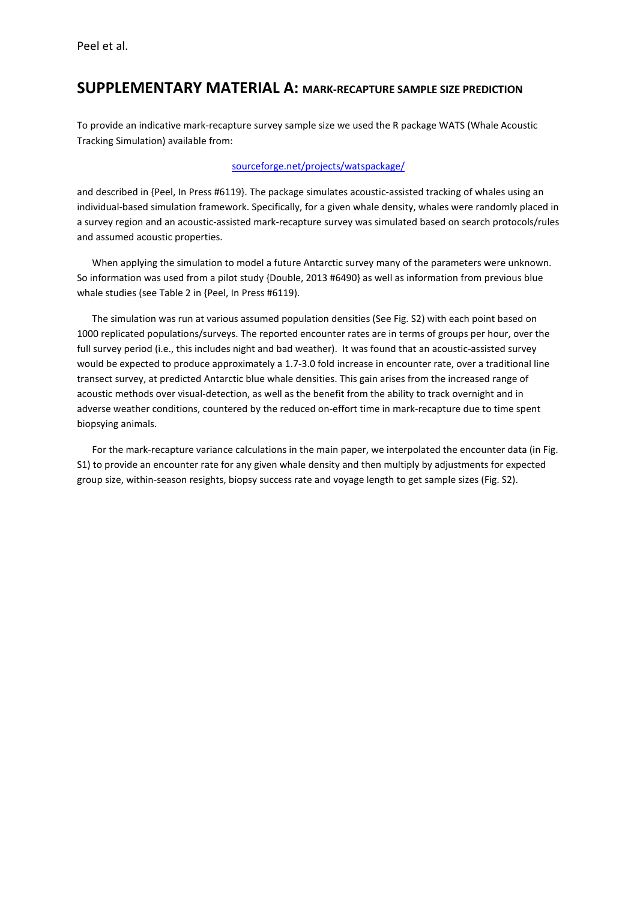## SUPPLEMENTARY MATERIAL A: MARK-RECAPTURE SAMPLE SIZE PREDICTION

To provide an indicative mark-recapture survey sample size we used the R package WATS (Whale Acoustic Tracking Simulation) available from:

[sourceforge.net/projects/watspackage/](sourceforge.net/projects/watspackage/)

and described in {Peel, In Press #6119}. The package simulates acoustic-assisted tracking of whales using an individual-based simulation framework. Specifically, for a given whale density, whales were randomly placed in a survey region and an acoustic-assisted mark-recapture survey was simulated based on search protocols/rules and assumed acoustic properties.

When applying the simulation to model a future Antarctic survey many of the parameters were unknown. So information was used from a pilot study {Double, 2013 #6490} as well as information from previous blue whale studies (see Table 2 in {Peel, In Press #6119}.

The simulation was run at various assumed population densities (See Fig. S2) with each point based on 1000 replicated populations/surveys. The reported encounter rates are in terms of groups per hour, over the full survey period (i.e., this includes night and bad weather). It was found that an acoustic-assisted survey would be expected to produce approximately a 1.7-3.0 fold increase in encounter rate, over a traditional line transect survey, at predicted Antarctic blue whale densities. This gain arises from the increased range of acoustic methods over visual-detection, as well as the benefit from the ability to track overnight and in adverse weather conditions, countered by the reduced on-effort time in mark-recapture due to time spent biopsying animals.

For the mark-recapture variance calculations in the main paper, we interpolated the encounter data (in Fig. S1) to provide an encounter rate for any given whale density and then multiply by adjustments for expected group size, within-season resights, biopsy success rate and voyage length to get sample sizes (Fig. S2).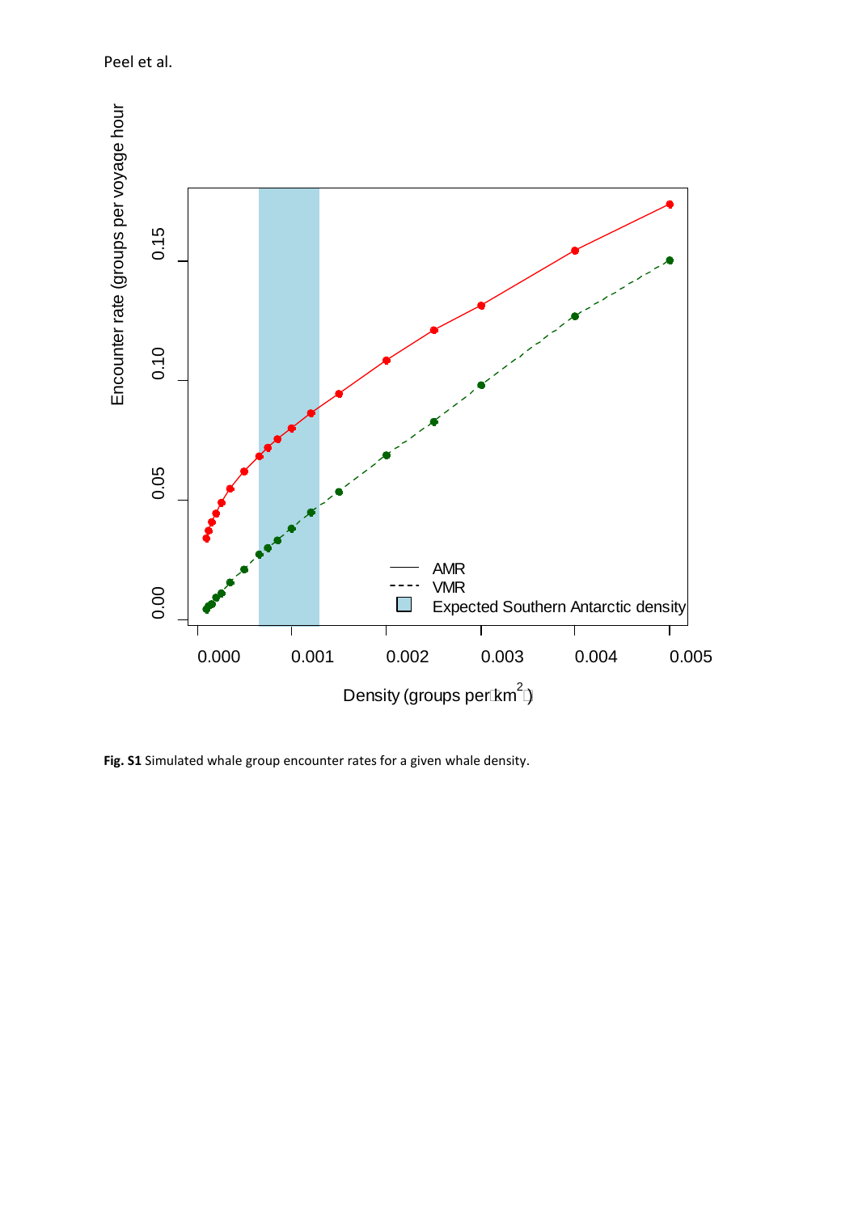**Fig. S1** Simulated whale group encounter rates for a given whale density.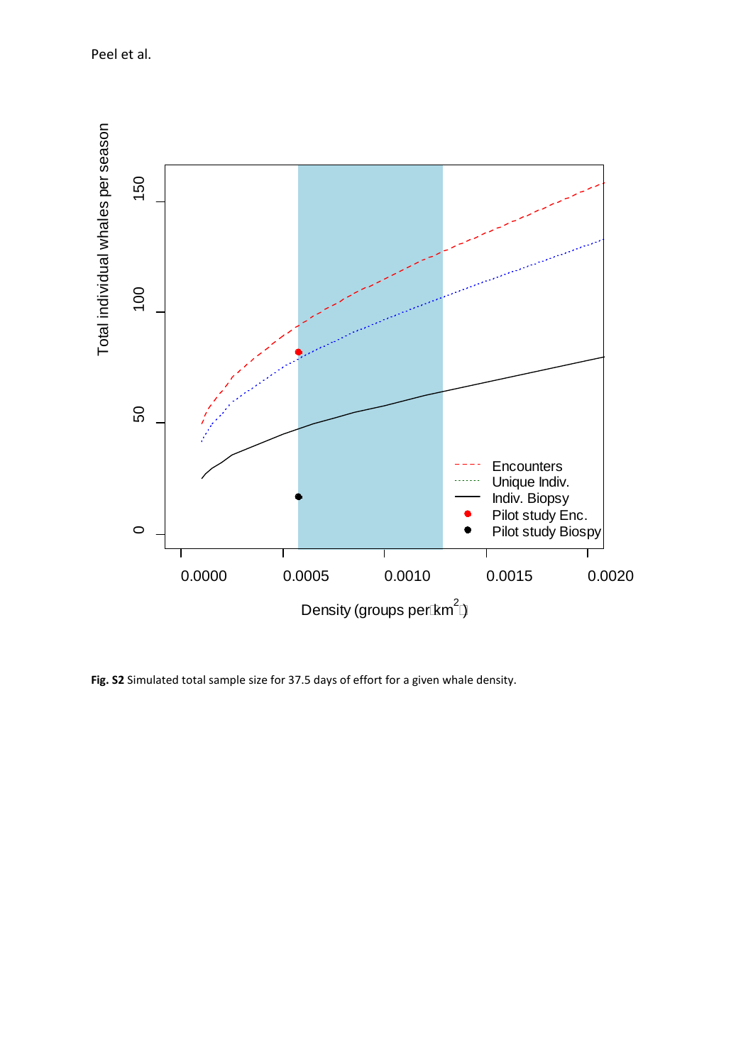Total individual whales per season

0
50
100
150

0.0000
0.0005
0.0010
0.0015
0.0020

Density (groups per km$^2$)

Encounters
Unique Indiv.
Indiv. Biopsy
Pilot study Enc.
Pilot study Biospy

**Fig. S2** Simulated total sample size for 37.5 days of effort for a given whale density.